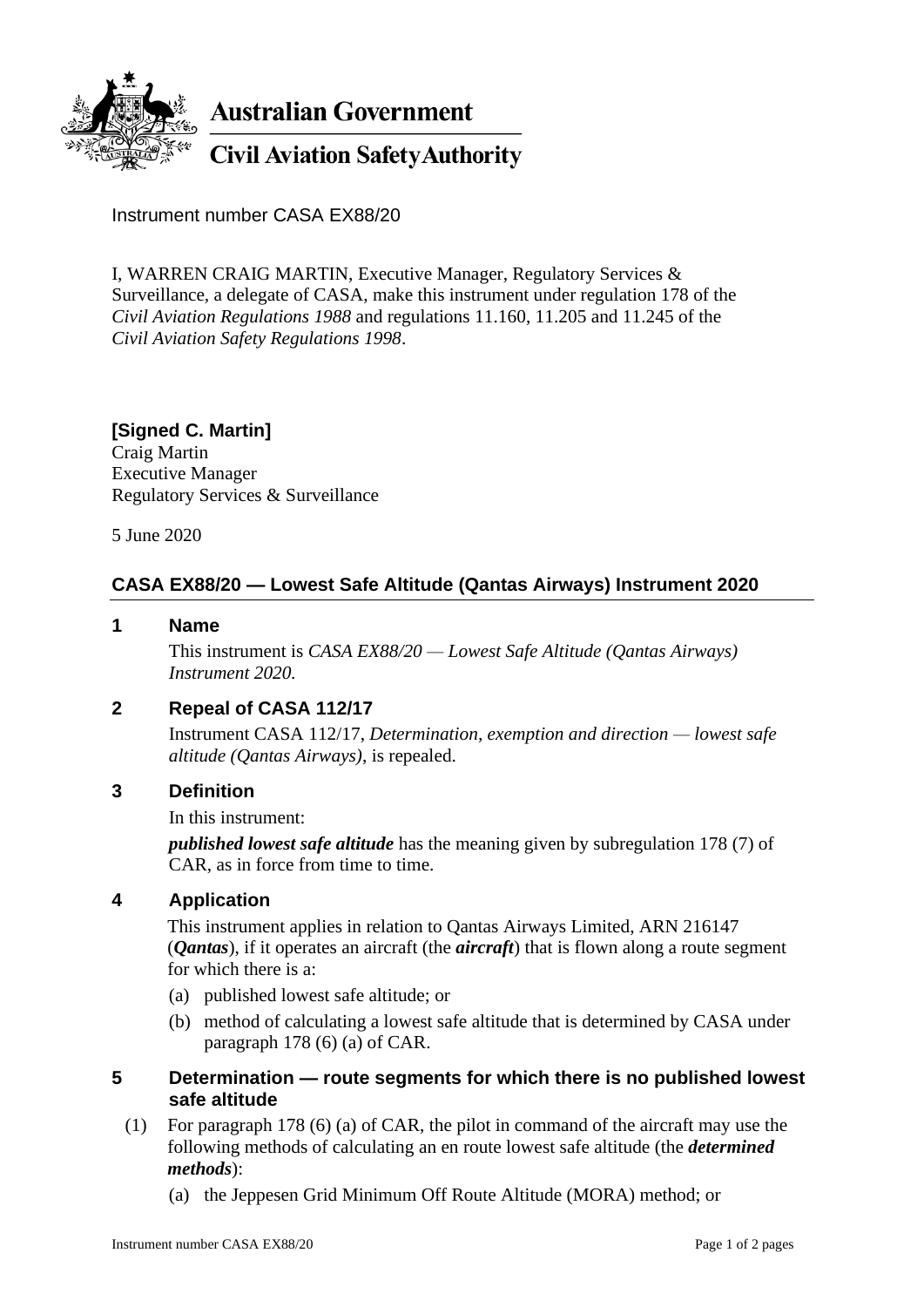**Australian Government**

**Civil Aviation Safety Authority**

Instrument number CASA EX88/20

I, WARREN CRAIG MARTIN, Executive Manager, Regulatory Services & Surveillance, a delegate of CASA, make this instrument under regulation 178 of the *Civil Aviation Regulations 1988* and regulations 11.160, 11.205 and 11.245 of the *Civil Aviation Safety Regulations 1998*.

**[Signed C. Martin]**
Craig Martin
Executive Manager
Regulatory Services & Surveillance

5 June 2020

## CASA EX88/20 — Lowest Safe Altitude (Qantas Airways) Instrument 2020

### 1 Name

This instrument is *CASA EX88/20 — Lowest Safe Altitude (Qantas Airways) Instrument 2020.*

### 2 Repeal of CASA 112/17

Instrument CASA 112/17, *Determination, exemption and direction — lowest safe altitude (Qantas Airways)*, is repealed.

### 3 Definition

In this instrument:

***published lowest safe altitude*** has the meaning given by subregulation 178 (7) of CAR, as in force from time to time.

### 4 Application

This instrument applies in relation to Qantas Airways Limited, ARN 216147 (***Qantas***), if it operates an aircraft (the ***aircraft***) that is flown along a route segment for which there is a:

(a) published lowest safe altitude; or

(b) method of calculating a lowest safe altitude that is determined by CASA under paragraph 178 (6) (a) of CAR.

### 5 Determination — route segments for which there is no published lowest safe altitude

(1) For paragraph 178 (6) (a) of CAR, the pilot in command of the aircraft may use the following methods of calculating an en route lowest safe altitude (the ***determined methods***):

(a) the Jeppesen Grid Minimum Off Route Altitude (MORA) method; or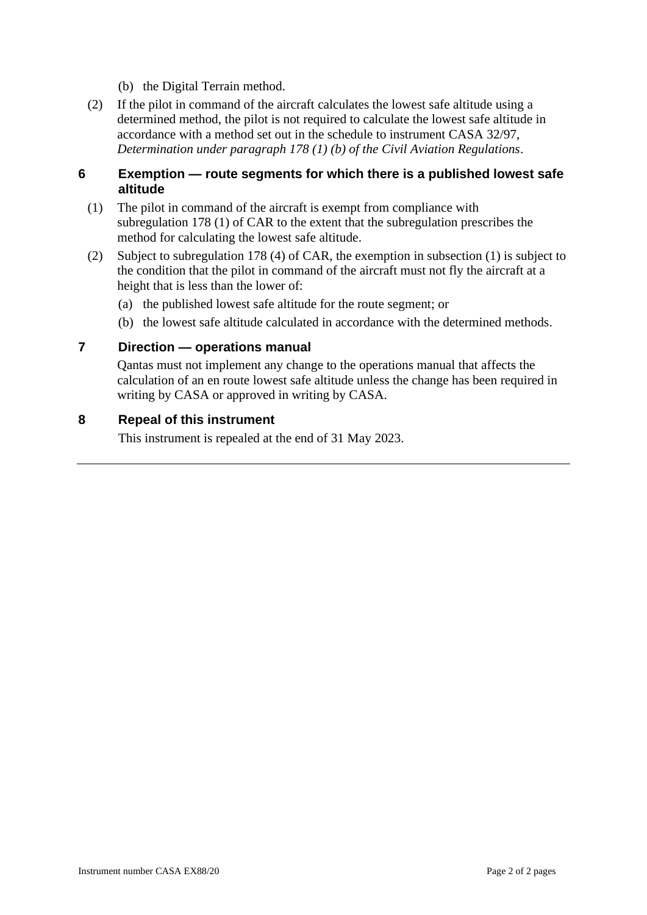(b) the Digital Terrain method.

(2) If the pilot in command of the aircraft calculates the lowest safe altitude using a determined method, the pilot is not required to calculate the lowest safe altitude in accordance with a method set out in the schedule to instrument CASA 32/97, *Determination under paragraph 178 (1) (b) of the Civil Aviation Regulations*.

## 6 Exemption — route segments for which there is a published lowest safe altitude

(1) The pilot in command of the aircraft is exempt from compliance with subregulation 178 (1) of CAR to the extent that the subregulation prescribes the method for calculating the lowest safe altitude.

(2) Subject to subregulation 178 (4) of CAR, the exemption in subsection (1) is subject to the condition that the pilot in command of the aircraft must not fly the aircraft at a height that is less than the lower of:

(a) the published lowest safe altitude for the route segment; or

(b) the lowest safe altitude calculated in accordance with the determined methods.

## 7 Direction — operations manual

Qantas must not implement any change to the operations manual that affects the calculation of an en route lowest safe altitude unless the change has been required in writing by CASA or approved in writing by CASA.

## 8 Repeal of this instrument

This instrument is repealed at the end of 31 May 2023.